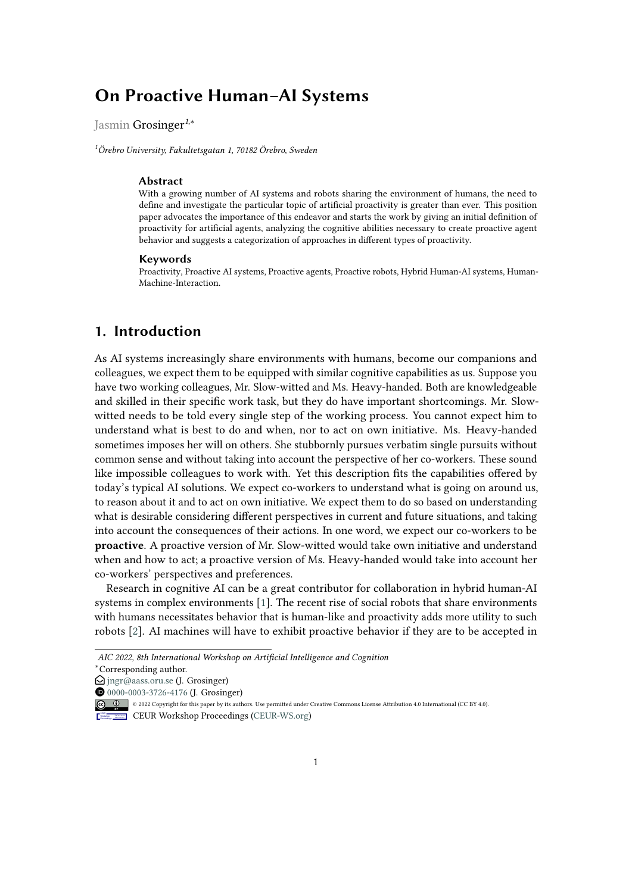# On Proactive Human–AI Systems

Jasmin Grosinger[1,*]

[1] Örebro University, Fakultetsgatan 1, 70182 Örebro, Sweden

### Abstract

With a growing number of AI systems and robots sharing the environment of humans, the need to define and investigate the particular topic of artificial proactivity is greater than ever. This position paper advocates the importance of this endeavor and starts the work by giving an initial definition of proactivity for artificial agents, analyzing the cognitive abilities necessary to create proactive agent behavior and suggests a categorization of approaches in different types of proactivity.

### Keywords

Proactivity, Proactive AI systems, Proactive agents, Proactive robots, Hybrid Human-AI systems, Human-Machine-Interaction.

## 1. Introduction

As AI systems increasingly share environments with humans, become our companions and colleagues, we expect them to be equipped with similar cognitive capabilities as us. Suppose you have two working colleagues, Mr. Slow-witted and Ms. Heavy-handed. Both are knowledgeable and skilled in their specific work task, but they do have important shortcomings. Mr. Slow-witted needs to be told every single step of the working process. You cannot expect him to understand what is best to do and when, nor to act on own initiative. Ms. Heavy-handed sometimes imposes her will on others. She stubbornly pursues verbatim single pursuits without common sense and without taking into account the perspective of her co-workers. These sound like impossible colleagues to work with. Yet this description fits the capabilities offered by today's typical AI solutions. We expect co-workers to understand what is going on around us, to reason about it and to act on own initiative. We expect them to do so based on understanding what is desirable considering different perspectives in current and future situations, and taking into account the consequences of their actions. In one word, we expect our co-workers to be **proactive**. A proactive version of Mr. Slow-witted would take own initiative and understand when and how to act; a proactive version of Ms. Heavy-handed would take into account her co-workers' perspectives and preferences.

Research in cognitive AI can be a great contributor for collaboration in hybrid human-AI systems in complex environments [1]. The recent rise of social robots that share environments with humans necessitates behavior that is human-like and proactivity adds more utility to such robots [2]. AI machines will have to exhibit proactive behavior if they are to be accepted in

*AIC 2022, 8th International Workshop on Artificial Intelligence and Cognition*

*Corresponding author.

jngr@aass.oru.se (J. Grosinger)

0000-0003-3726-4176 (J. Grosinger)

© 2022 Copyright for this paper by its authors. Use permitted under Creative Commons License Attribution 4.0 International (CC BY 4.0).

CEUR Workshop Proceedings (CEUR-WS.org)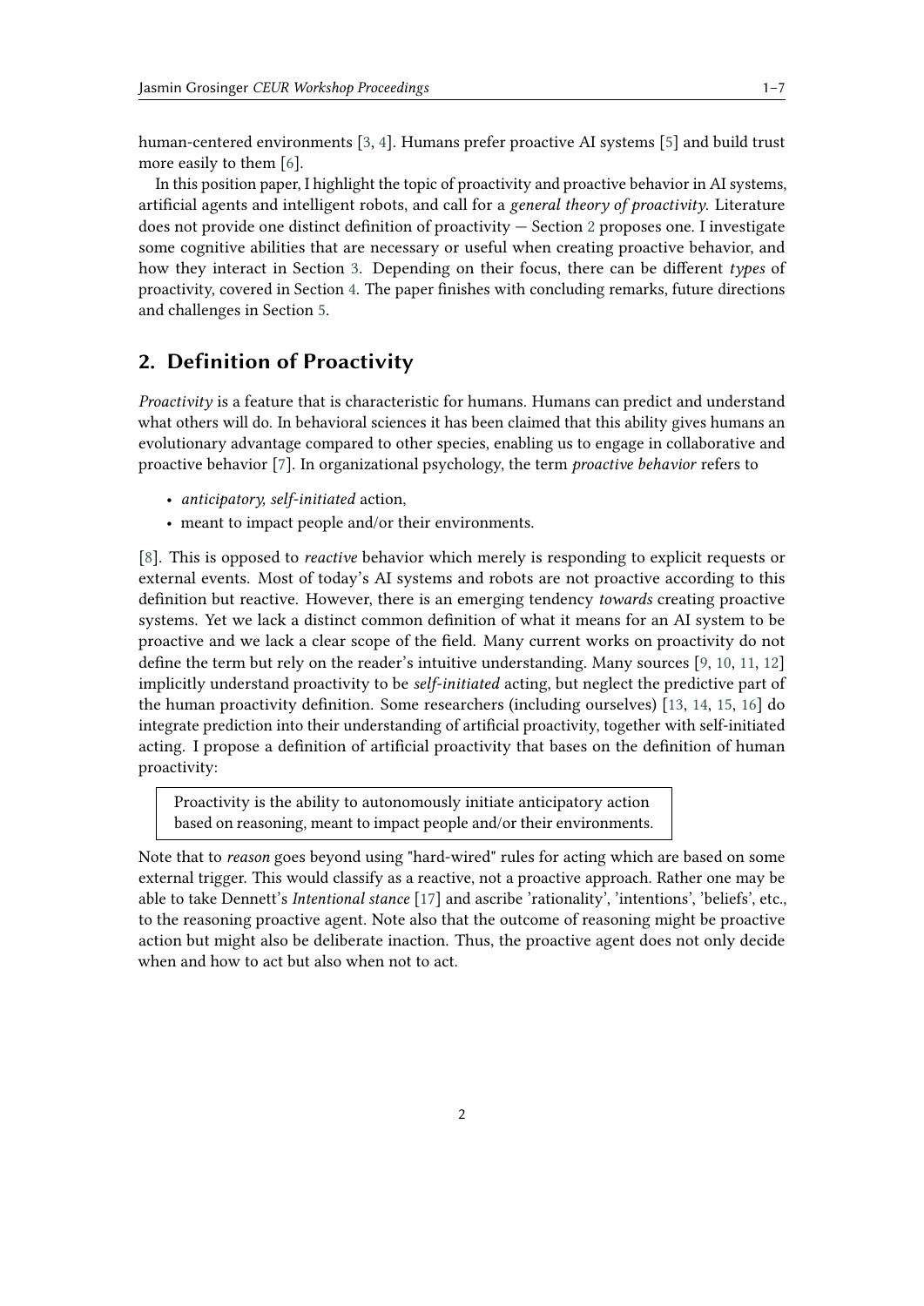human-centered environments [3, 4]. Humans prefer proactive AI systems [5] and build trust more easily to them [6].

In this position paper, I highlight the topic of proactivity and proactive behavior in AI systems, artificial agents and intelligent robots, and call for a *general theory of proactivity*. Literature does not provide one distinct definition of proactivity — Section 2 proposes one. I investigate some cognitive abilities that are necessary or useful when creating proactive behavior, and how they interact in Section 3. Depending on their focus, there can be different *types* of proactivity, covered in Section 4. The paper finishes with concluding remarks, future directions and challenges in Section 5.

## 2. Definition of Proactivity

*Proactivity* is a feature that is characteristic for humans. Humans can predict and understand what others will do. In behavioral sciences it has been claimed that this ability gives humans an evolutionary advantage compared to other species, enabling us to engage in collaborative and proactive behavior [7]. In organizational psychology, the term *proactive behavior* refers to

- *anticipatory, self-initiated* action,
- meant to impact people and/or their environments.

[8]. This is opposed to *reactive* behavior which merely is responding to explicit requests or external events. Most of today's AI systems and robots are not proactive according to this definition but reactive. However, there is an emerging tendency *towards* creating proactive systems. Yet we lack a distinct common definition of what it means for an AI system to be proactive and we lack a clear scope of the field. Many current works on proactivity do not define the term but rely on the reader's intuitive understanding. Many sources [9, 10, 11, 12] implicitly understand proactivity to be *self-initiated* acting, but neglect the predictive part of the human proactivity definition. Some researchers (including ourselves) [13, 14, 15, 16] do integrate prediction into their understanding of artificial proactivity, together with self-initiated acting. I propose a definition of artificial proactivity that bases on the definition of human proactivity:

> Proactivity is the ability to autonomously initiate anticipatory action based on reasoning, meant to impact people and/or their environments.

Note that to *reason* goes beyond using "hard-wired" rules for acting which are based on some external trigger. This would classify as a reactive, not a proactive approach. Rather one may be able to take Dennett's *Intentional stance* [17] and ascribe 'rationality', 'intentions', 'beliefs', etc., to the reasoning proactive agent. Note also that the outcome of reasoning might be proactive action but might also be deliberate inaction. Thus, the proactive agent does not only decide when and how to act but also when not to act.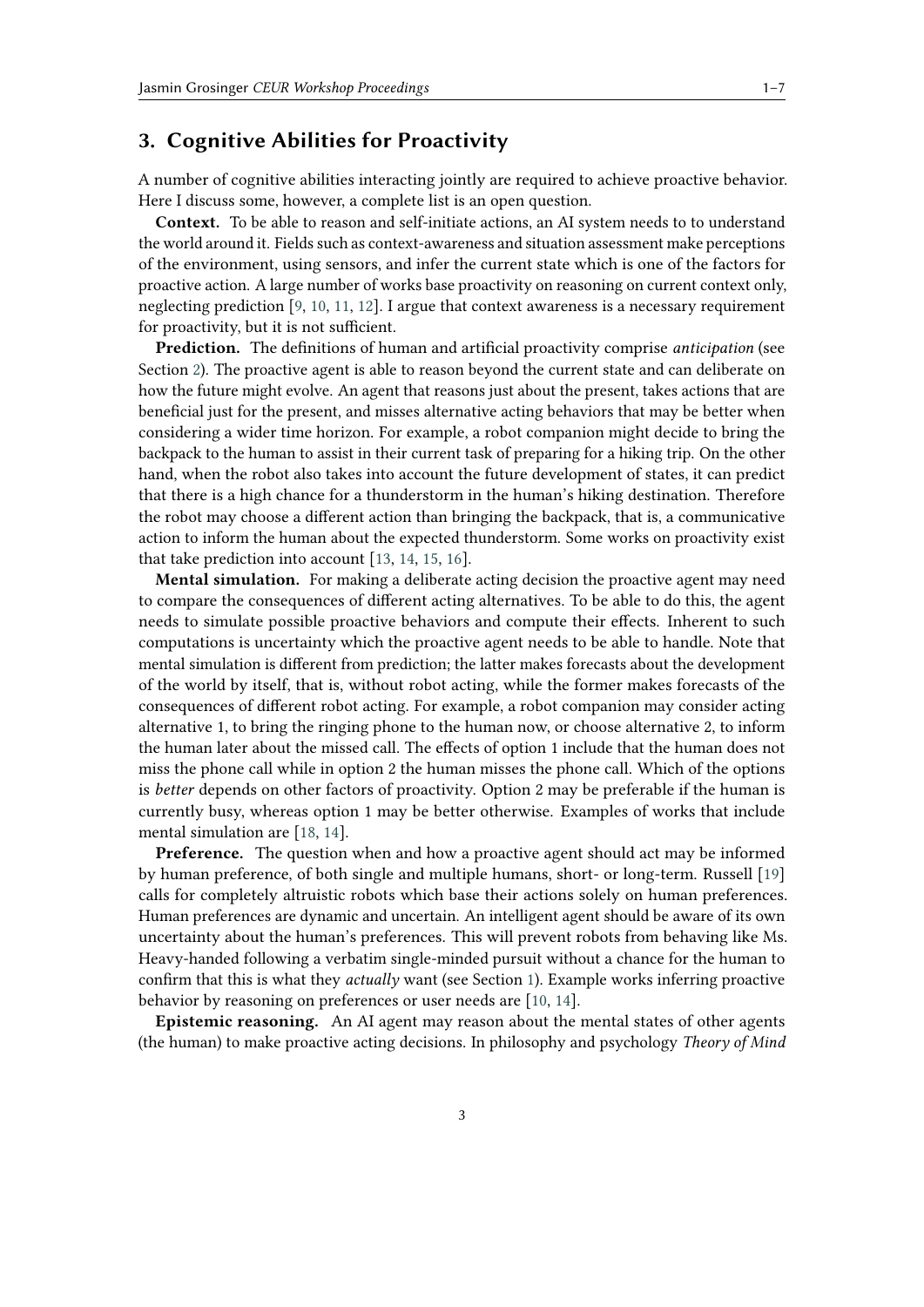## 3. Cognitive Abilities for Proactivity

A number of cognitive abilities interacting jointly are required to achieve proactive behavior. Here I discuss some, however, a complete list is an open question.

**Context.** To be able to reason and self-initiate actions, an AI system needs to to understand the world around it. Fields such as context-awareness and situation assessment make perceptions of the environment, using sensors, and infer the current state which is one of the factors for proactive action. A large number of works base proactivity on reasoning on current context only, neglecting prediction [9, 10, 11, 12]. I argue that context awareness is a necessary requirement for proactivity, but it is not sufficient.

**Prediction.** The definitions of human and artificial proactivity comprise *anticipation* (see Section 2). The proactive agent is able to reason beyond the current state and can deliberate on how the future might evolve. An agent that reasons just about the present, takes actions that are beneficial just for the present, and misses alternative acting behaviors that may be better when considering a wider time horizon. For example, a robot companion might decide to bring the backpack to the human to assist in their current task of preparing for a hiking trip. On the other hand, when the robot also takes into account the future development of states, it can predict that there is a high chance for a thunderstorm in the human's hiking destination. Therefore the robot may choose a different action than bringing the backpack, that is, a communicative action to inform the human about the expected thunderstorm. Some works on proactivity exist that take prediction into account [13, 14, 15, 16].

**Mental simulation.** For making a deliberate acting decision the proactive agent may need to compare the consequences of different acting alternatives. To be able to do this, the agent needs to simulate possible proactive behaviors and compute their effects. Inherent to such computations is uncertainty which the proactive agent needs to be able to handle. Note that mental simulation is different from prediction; the latter makes forecasts about the development of the world by itself, that is, without robot acting, while the former makes forecasts of the consequences of different robot acting. For example, a robot companion may consider acting alternative 1, to bring the ringing phone to the human now, or choose alternative 2, to inform the human later about the missed call. The effects of option 1 include that the human does not miss the phone call while in option 2 the human misses the phone call. Which of the options is *better* depends on other factors of proactivity. Option 2 may be preferable if the human is currently busy, whereas option 1 may be better otherwise. Examples of works that include mental simulation are [18, 14].

**Preference.** The question when and how a proactive agent should act may be informed by human preference, of both single and multiple humans, short- or long-term. Russell [19] calls for completely altruistic robots which base their actions solely on human preferences. Human preferences are dynamic and uncertain. An intelligent agent should be aware of its own uncertainty about the human's preferences. This will prevent robots from behaving like Ms. Heavy-handed following a verbatim single-minded pursuit without a chance for the human to confirm that this is what they *actually* want (see Section 1). Example works inferring proactive behavior by reasoning on preferences or user needs are [10, 14].

**Epistemic reasoning.** An AI agent may reason about the mental states of other agents (the human) to make proactive acting decisions. In philosophy and psychology *Theory of Mind*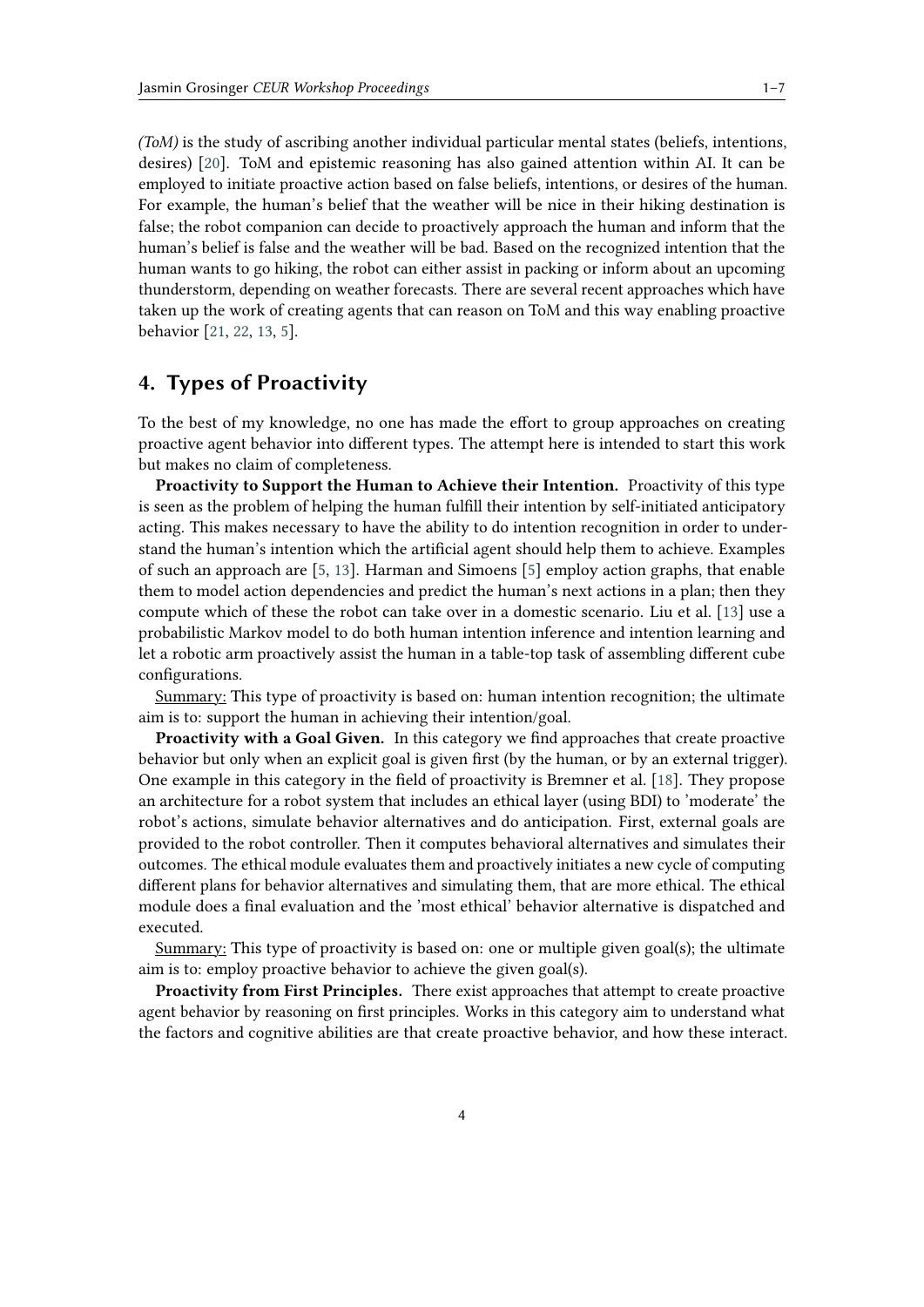*(ToM)* is the study of ascribing another individual particular mental states (beliefs, intentions, desires) [20]. ToM and epistemic reasoning has also gained attention within AI. It can be employed to initiate proactive action based on false beliefs, intentions, or desires of the human. For example, the human's belief that the weather will be nice in their hiking destination is false; the robot companion can decide to proactively approach the human and inform that the human's belief is false and the weather will be bad. Based on the recognized intention that the human wants to go hiking, the robot can either assist in packing or inform about an upcoming thunderstorm, depending on weather forecasts. There are several recent approaches which have taken up the work of creating agents that can reason on ToM and this way enabling proactive behavior [21, 22, 13, 5].

## 4. Types of Proactivity

To the best of my knowledge, no one has made the effort to group approaches on creating proactive agent behavior into different types. The attempt here is intended to start this work but makes no claim of completeness.

**Proactivity to Support the Human to Achieve their Intention.** Proactivity of this type is seen as the problem of helping the human fulfill their intention by self-initiated anticipatory acting. This makes necessary to have the ability to do intention recognition in order to understand the human's intention which the artificial agent should help them to achieve. Examples of such an approach are [5, 13]. Harman and Simoens [5] employ action graphs, that enable them to model action dependencies and predict the human's next actions in a plan; then they compute which of these the robot can take over in a domestic scenario. Liu et al. [13] use a probabilistic Markov model to do both human intention inference and intention learning and let a robotic arm proactively assist the human in a table-top task of assembling different cube configurations.

Summary: This type of proactivity is based on: human intention recognition; the ultimate aim is to: support the human in achieving their intention/goal.

**Proactivity with a Goal Given.** In this category we find approaches that create proactive behavior but only when an explicit goal is given first (by the human, or by an external trigger). One example in this category in the field of proactivity is Bremner et al. [18]. They propose an architecture for a robot system that includes an ethical layer (using BDI) to 'moderate' the robot's actions, simulate behavior alternatives and do anticipation. First, external goals are provided to the robot controller. Then it computes behavioral alternatives and simulates their outcomes. The ethical module evaluates them and proactively initiates a new cycle of computing different plans for behavior alternatives and simulating them, that are more ethical. The ethical module does a final evaluation and the 'most ethical' behavior alternative is dispatched and executed.

Summary: This type of proactivity is based on: one or multiple given goal(s); the ultimate aim is to: employ proactive behavior to achieve the given goal(s).

**Proactivity from First Principles.** There exist approaches that attempt to create proactive agent behavior by reasoning on first principles. Works in this category aim to understand what the factors and cognitive abilities are that create proactive behavior, and how these interact.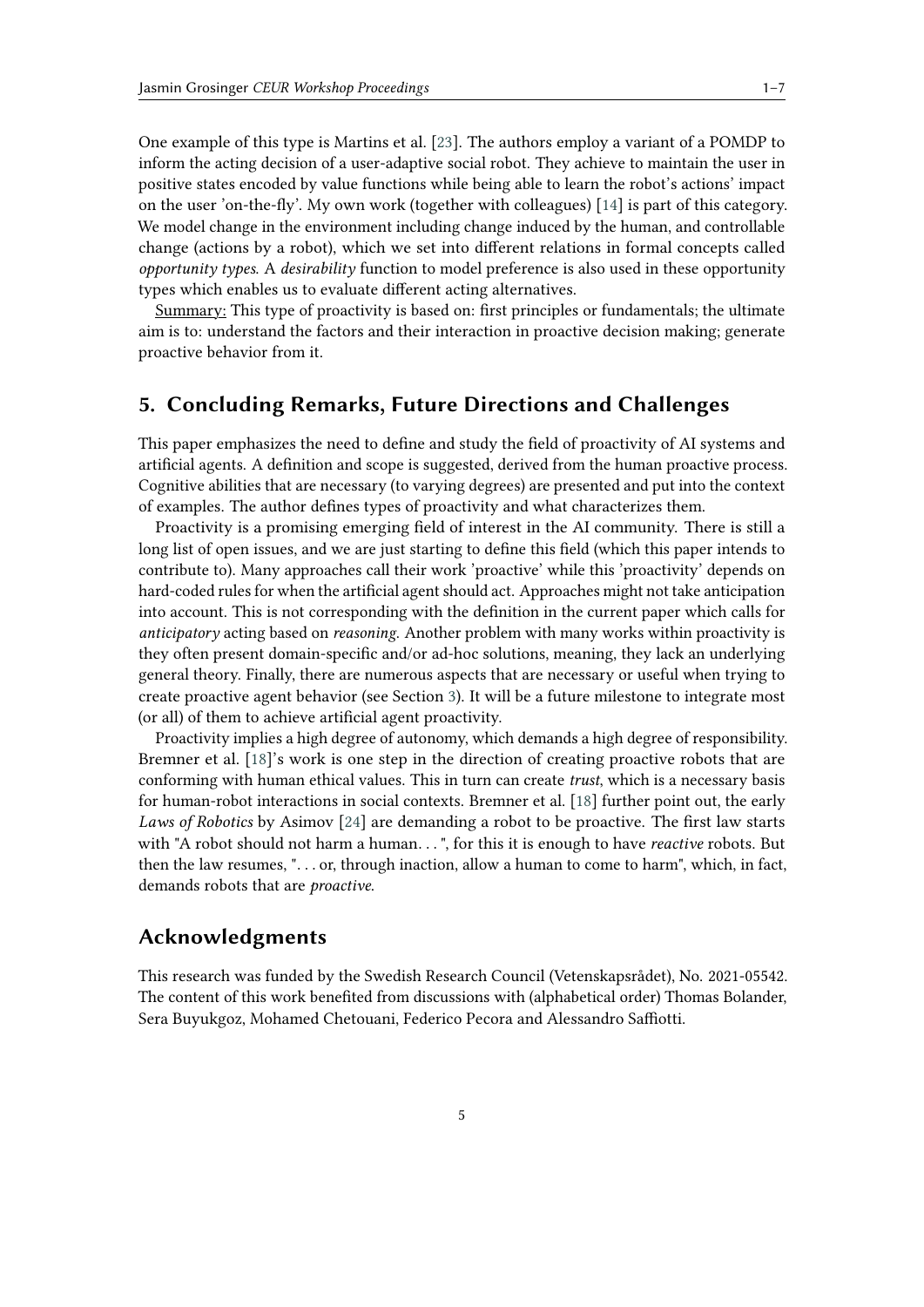One example of this type is Martins et al. [23]. The authors employ a variant of a POMDP to inform the acting decision of a user-adaptive social robot. They achieve to maintain the user in positive states encoded by value functions while being able to learn the robot's actions' impact on the user 'on-the-fly'. My own work (together with colleagues) [14] is part of this category. We model change in the environment including change induced by the human, and controllable change (actions by a robot), which we set into different relations in formal concepts called *opportunity types*. A *desirability* function to model preference is also used in these opportunity types which enables us to evaluate different acting alternatives.

<u>Summary:</u> This type of proactivity is based on: first principles or fundamentals; the ultimate aim is to: understand the factors and their interaction in proactive decision making; generate proactive behavior from it.

## 5. Concluding Remarks, Future Directions and Challenges

This paper emphasizes the need to define and study the field of proactivity of AI systems and artificial agents. A definition and scope is suggested, derived from the human proactive process. Cognitive abilities that are necessary (to varying degrees) are presented and put into the context of examples. The author defines types of proactivity and what characterizes them.

Proactivity is a promising emerging field of interest in the AI community. There is still a long list of open issues, and we are just starting to define this field (which this paper intends to contribute to). Many approaches call their work 'proactive' while this 'proactivity' depends on hard-coded rules for when the artificial agent should act. Approaches might not take anticipation into account. This is not corresponding with the definition in the current paper which calls for *anticipatory* acting based on *reasoning*. Another problem with many works within proactivity is they often present domain-specific and/or ad-hoc solutions, meaning, they lack an underlying general theory. Finally, there are numerous aspects that are necessary or useful when trying to create proactive agent behavior (see Section 3). It will be a future milestone to integrate most (or all) of them to achieve artificial agent proactivity.

Proactivity implies a high degree of autonomy, which demands a high degree of responsibility. Bremner et al. [18]'s work is one step in the direction of creating proactive robots that are conforming with human ethical values. This in turn can create *trust*, which is a necessary basis for human-robot interactions in social contexts. Bremner et al. [18] further point out, the early *Laws of Robotics* by Asimov [24] are demanding a robot to be proactive. The first law starts with "A robot should not harm a human. . . ", for this it is enough to have *reactive* robots. But then the law resumes, ". . . or, through inaction, allow a human to come to harm", which, in fact, demands robots that are *proactive*.

## Acknowledgments

This research was funded by the Swedish Research Council (Vetenskapsrådet), No. 2021-05542. The content of this work benefited from discussions with (alphabetical order) Thomas Bolander, Sera Buyukgoz, Mohamed Chetouani, Federico Pecora and Alessandro Saffiotti.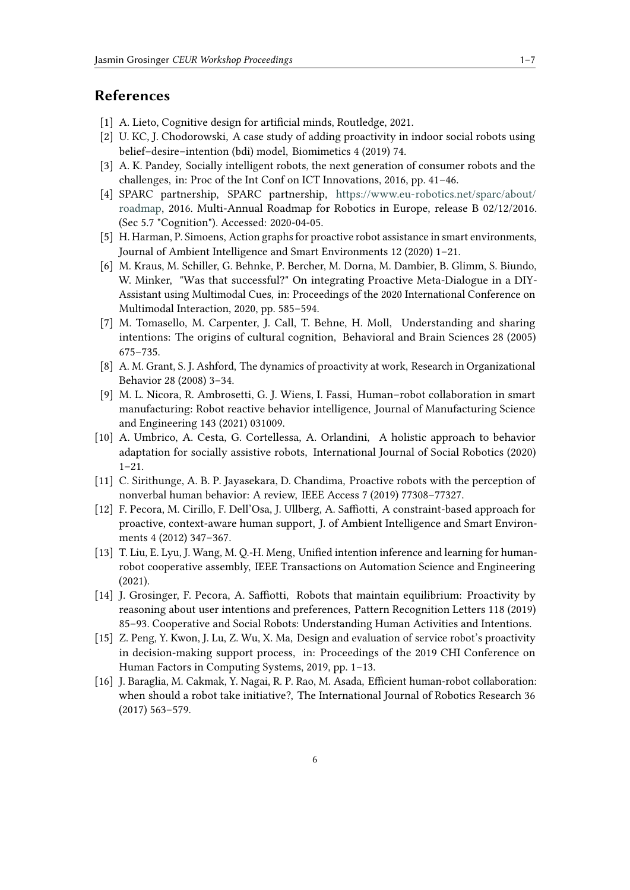## References

[1] A. Lieto, Cognitive design for artificial minds, Routledge, 2021.

[2] U. KC, J. Chodorowski, A case study of adding proactivity in indoor social robots using belief–desire–intention (bdi) model, Biomimetics 4 (2019) 74.

[3] A. K. Pandey, Socially intelligent robots, the next generation of consumer robots and the challenges, in: Proc of the Int Conf on ICT Innovations, 2016, pp. 41–46.

[4] SPARC partnership, SPARC partnership, https://www.eu-robotics.net/sparc/about/roadmap, 2016. Multi-Annual Roadmap for Robotics in Europe, release B 02/12/2016. (Sec 5.7 "Cognition"). Accessed: 2020-04-05.

[5] H. Harman, P. Simoens, Action graphs for proactive robot assistance in smart environments, Journal of Ambient Intelligence and Smart Environments 12 (2020) 1–21.

[6] M. Kraus, M. Schiller, G. Behnke, P. Bercher, M. Dorna, M. Dambier, B. Glimm, S. Biundo, W. Minker, "Was that successful?" On integrating Proactive Meta-Dialogue in a DIY-Assistant using Multimodal Cues, in: Proceedings of the 2020 International Conference on Multimodal Interaction, 2020, pp. 585–594.

[7] M. Tomasello, M. Carpenter, J. Call, T. Behne, H. Moll, Understanding and sharing intentions: The origins of cultural cognition, Behavioral and Brain Sciences 28 (2005) 675–735.

[8] A. M. Grant, S. J. Ashford, The dynamics of proactivity at work, Research in Organizational Behavior 28 (2008) 3–34.

[9] M. L. Nicora, R. Ambrosetti, G. J. Wiens, I. Fassi, Human–robot collaboration in smart manufacturing: Robot reactive behavior intelligence, Journal of Manufacturing Science and Engineering 143 (2021) 031009.

[10] A. Umbrico, A. Cesta, G. Cortellessa, A. Orlandini, A holistic approach to behavior adaptation for socially assistive robots, International Journal of Social Robotics (2020) 1–21.

[11] C. Sirithunge, A. B. P. Jayasekara, D. Chandima, Proactive robots with the perception of nonverbal human behavior: A review, IEEE Access 7 (2019) 77308–77327.

[12] F. Pecora, M. Cirillo, F. Dell'Osa, J. Ullberg, A. Saffiotti, A constraint-based approach for proactive, context-aware human support, J. of Ambient Intelligence and Smart Environments 4 (2012) 347–367.

[13] T. Liu, E. Lyu, J. Wang, M. Q.-H. Meng, Unified intention inference and learning for human-robot cooperative assembly, IEEE Transactions on Automation Science and Engineering (2021).

[14] J. Grosinger, F. Pecora, A. Saffiotti, Robots that maintain equilibrium: Proactivity by reasoning about user intentions and preferences, Pattern Recognition Letters 118 (2019) 85–93. Cooperative and Social Robots: Understanding Human Activities and Intentions.

[15] Z. Peng, Y. Kwon, J. Lu, Z. Wu, X. Ma, Design and evaluation of service robot's proactivity in decision-making support process, in: Proceedings of the 2019 CHI Conference on Human Factors in Computing Systems, 2019, pp. 1–13.

[16] J. Baraglia, M. Cakmak, Y. Nagai, R. P. Rao, M. Asada, Efficient human-robot collaboration: when should a robot take initiative?, The International Journal of Robotics Research 36 (2017) 563–579.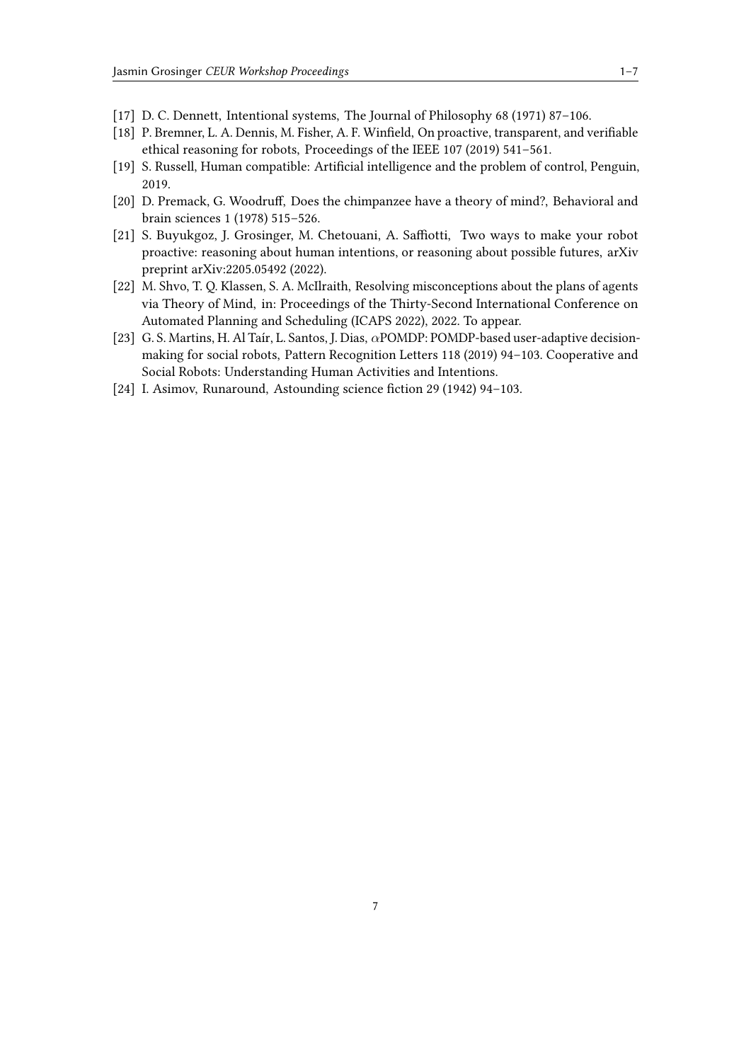[17] D. C. Dennett, Intentional systems, The Journal of Philosophy 68 (1971) 87–106.

[18] P. Bremner, L. A. Dennis, M. Fisher, A. F. Winfield, On proactive, transparent, and verifiable ethical reasoning for robots, Proceedings of the IEEE 107 (2019) 541–561.

[19] S. Russell, Human compatible: Artificial intelligence and the problem of control, Penguin, 2019.

[20] D. Premack, G. Woodruff, Does the chimpanzee have a theory of mind?, Behavioral and brain sciences 1 (1978) 515–526.

[21] S. Buyukgoz, J. Grosinger, M. Chetouani, A. Saffiotti, Two ways to make your robot proactive: reasoning about human intentions, or reasoning about possible futures, arXiv preprint arXiv:2205.05492 (2022).

[22] M. Shvo, T. Q. Klassen, S. A. McIlraith, Resolving misconceptions about the plans of agents via Theory of Mind, in: Proceedings of the Thirty-Second International Conference on Automated Planning and Scheduling (ICAPS 2022), 2022. To appear.

[23] G. S. Martins, H. Al Taír, L. Santos, J. Dias, $\alpha$POMDP: POMDP-based user-adaptive decision-making for social robots, Pattern Recognition Letters 118 (2019) 94–103. Cooperative and Social Robots: Understanding Human Activities and Intentions.

[24] I. Asimov, Runaround, Astounding science fiction 29 (1942) 94–103.